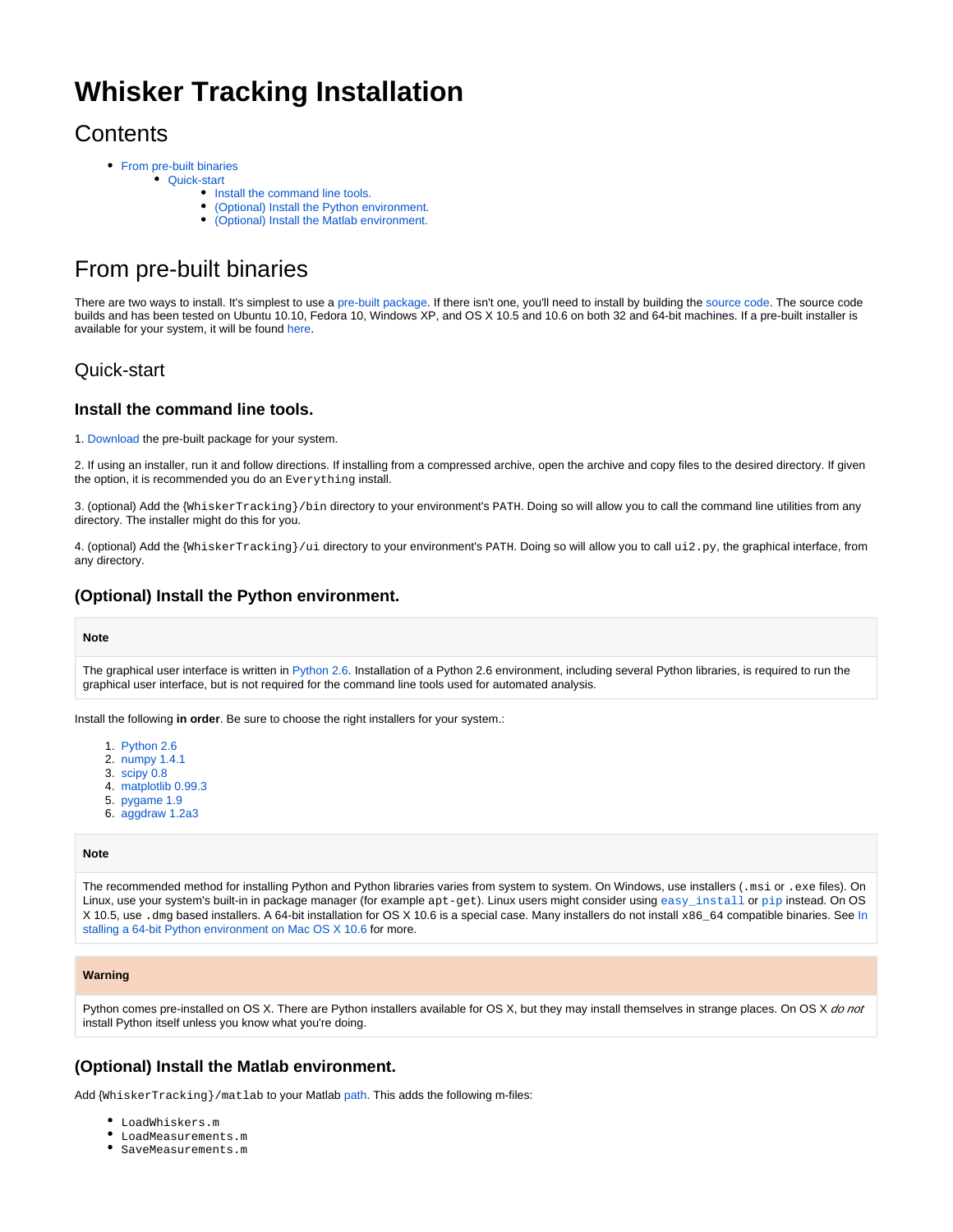# Whisker Tracking Installation

## Contents

- From pre-built binaries
  - Quick-start
    - Install the command line tools.
    - (Optional) Install the Python environment.
    - (Optional) Install the Matlab environment.

## From pre-built binaries

There are two ways to install. It's simplest to use a pre-built package. If there isn't one, you'll need to install by building the source code. The source code builds and has been tested on Ubuntu 10.10, Fedora 10, Windows XP, and OS X 10.5 and 10.6 on both 32 and 64-bit machines. If a pre-built installer is available for your system, it will be found here.

### Quick-start

#### Install the command line tools.

1. Download the pre-built package for your system.

2. If using an installer, run it and follow directions. If installing from a compressed archive, open the archive and copy files to the desired directory. If given the option, it is recommended you do an `Everything` install.

3. (optional) Add the `{WhiskerTracking}/bin` directory to your environment's `PATH`. Doing so will allow you to call the command line utilities from any directory. The installer might do this for you.

4. (optional) Add the `{WhiskerTracking}/ui` directory to your environment's `PATH`. Doing so will allow you to call `ui2.py`, the graphical interface, from any directory.

#### (Optional) Install the Python environment.

> **Note**
>
> The graphical user interface is written in Python 2.6. Installation of a Python 2.6 environment, including several Python libraries, is required to run the graphical user interface, but is not required for the command line tools used for automated analysis.

Install the following **in order**. Be sure to choose the right installers for your system.:

1. Python 2.6
2. numpy 1.4.1
3. scipy 0.8
4. matplotlib 0.99.3
5. pygame 1.9
6. aggdraw 1.2a3

> **Note**
>
> The recommended method for installing Python and Python libraries varies from system to system. On Windows, use installers (`.msi` or `.exe` files). On Linux, use your system's built-in package manager (for example `apt-get`). Linux users might consider using `easy_install` or `pip` instead. On OS X 10.5, use `.dmg` based installers. A 64-bit installation for OS X 10.6 is a special case. Many installers do not install `x86_64` compatible binaries. See Installing a 64-bit Python environment on Mac OS X 10.6 for more.

> **Warning**
>
> Python comes pre-installed on OS X. There are Python installers available for OS X, but they may install themselves in strange places. On OS X *do not* install Python itself unless you know what you're doing.

#### (Optional) Install the Matlab environment.

Add `{WhiskerTracking}/matlab` to your Matlab path. This adds the following m-files:

- `LoadWhiskers.m`
- `LoadMeasurements.m`
- `SaveMeasurements.m`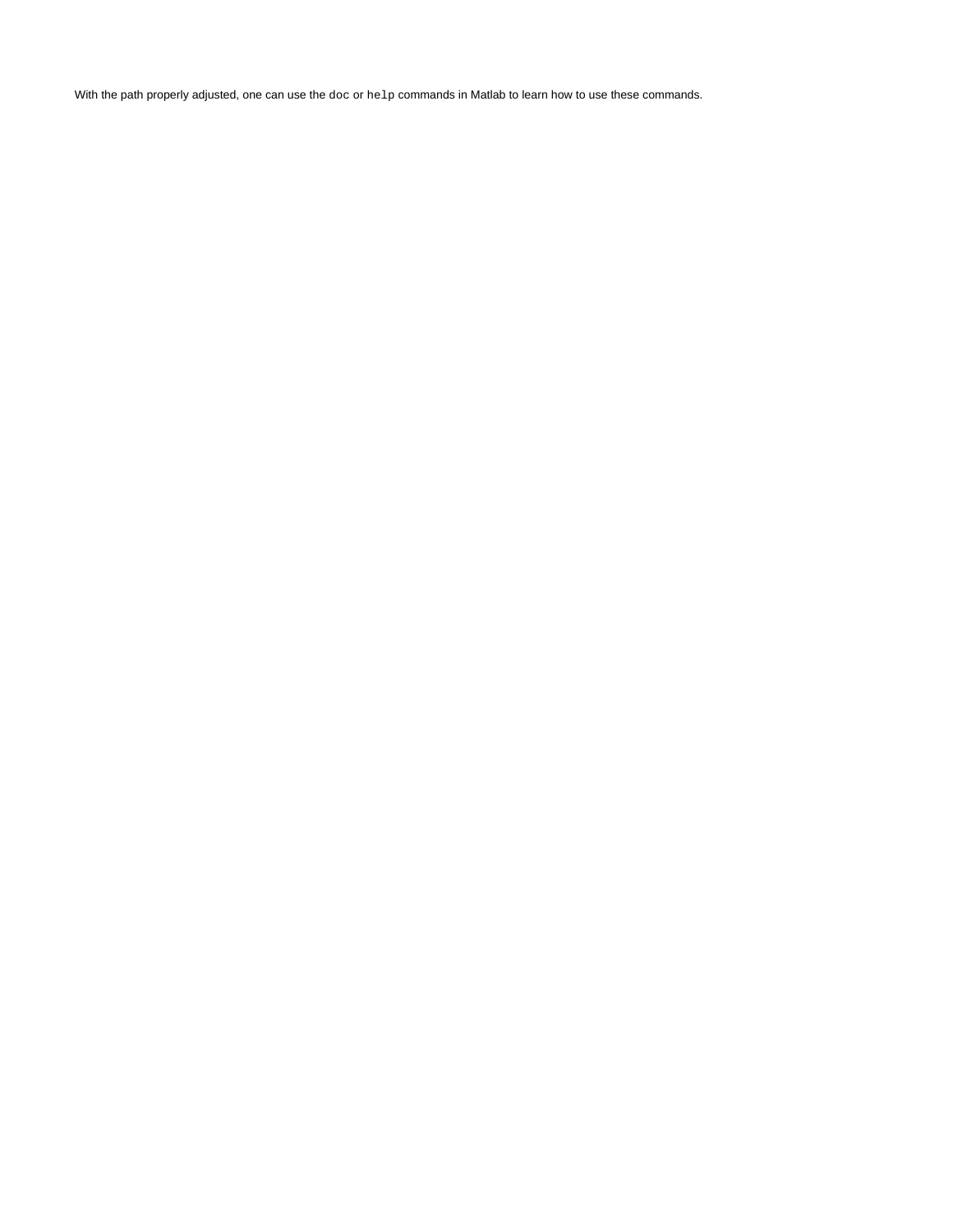With the path properly adjusted, one can use the `doc` or `help` commands in Matlab to learn how to use these commands.